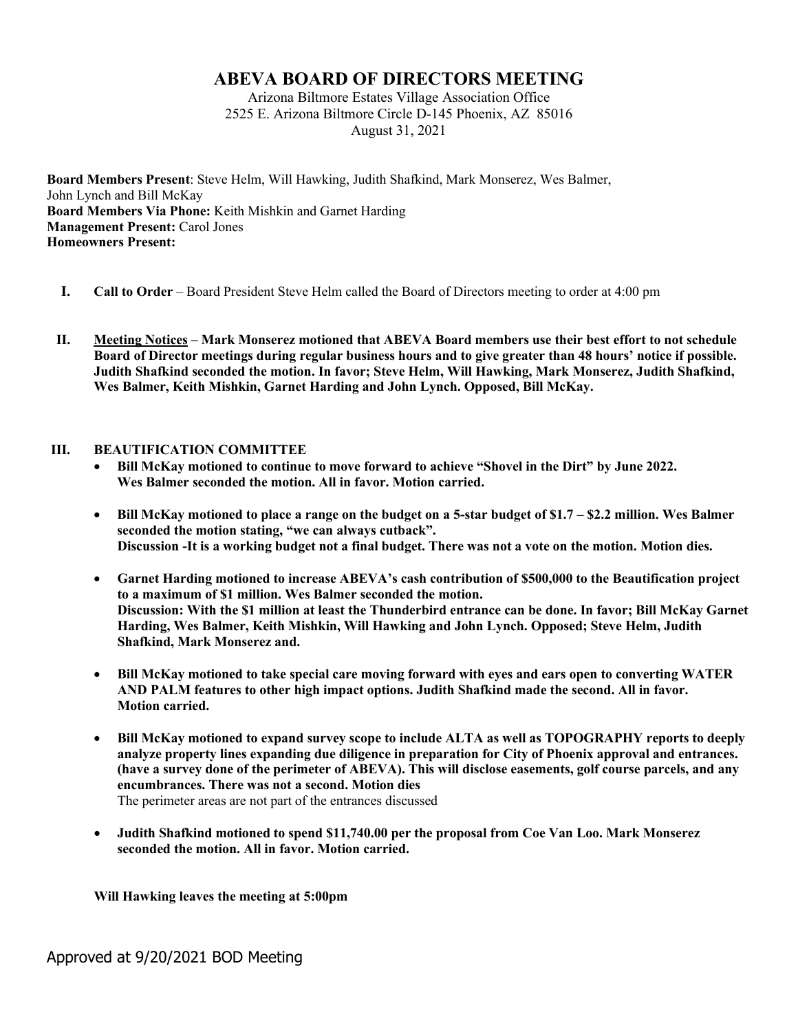# ABEVA BOARD OF DIRECTORS MEETING

Arizona Biltmore Estates Village Association Office
2525 E. Arizona Biltmore Circle D-145 Phoenix, AZ 85016
August 31, 2021

**Board Members Present**: Steve Helm, Will Hawking, Judith Shafkind, Mark Monserez, Wes Balmer, John Lynch and Bill McKay
**Board Members Via Phone:** Keith Mishkin and Garnet Harding
**Management Present:** Carol Jones
**Homeowners Present:**

**I. Call to Order** – Board President Steve Helm called the Board of Directors meeting to order at 4:00 pm

**II. <u>Meeting Notices</u> – Mark Monserez motioned that ABEVA Board members use their best effort to not schedule Board of Director meetings during regular business hours and to give greater than 48 hours' notice if possible. Judith Shafkind seconded the motion. In favor; Steve Helm, Will Hawking, Mark Monserez, Judith Shafkind, Wes Balmer, Keith Mishkin, Garnet Harding and John Lynch. Opposed, Bill McKay.**

**III. BEAUTIFICATION COMMITTEE**

- **Bill McKay motioned to continue to move forward to achieve "Shovel in the Dirt" by June 2022. Wes Balmer seconded the motion. All in favor. Motion carried.**
- **Bill McKay motioned to place a range on the budget on a 5-star budget of $1.7 – $2.2 million. Wes Balmer seconded the motion stating, "we can always cutback". Discussion -It is a working budget not a final budget. There was not a vote on the motion. Motion dies.**
- **Garnet Harding motioned to increase ABEVA's cash contribution of $500,000 to the Beautification project to a maximum of $1 million. Wes Balmer seconded the motion. Discussion: With the $1 million at least the Thunderbird entrance can be done. In favor; Bill McKay Garnet Harding, Wes Balmer, Keith Mishkin, Will Hawking and John Lynch. Opposed; Steve Helm, Judith Shafkind, Mark Monserez and.**
- **Bill McKay motioned to take special care moving forward with eyes and ears open to converting WATER AND PALM features to other high impact options. Judith Shafkind made the second. All in favor. Motion carried.**
- **Bill McKay motioned to expand survey scope to include ALTA as well as TOPOGRAPHY reports to deeply analyze property lines expanding due diligence in preparation for City of Phoenix approval and entrances. (have a survey done of the perimeter of ABEVA). This will disclose easements, golf course parcels, and any encumbrances. There was not a second. Motion dies**
  The perimeter areas are not part of the entrances discussed
- **Judith Shafkind motioned to spend $11,740.00 per the proposal from Coe Van Loo. Mark Monserez seconded the motion. All in favor. Motion carried.**

**Will Hawking leaves the meeting at 5:00pm**

Approved at 9/20/2021 BOD Meeting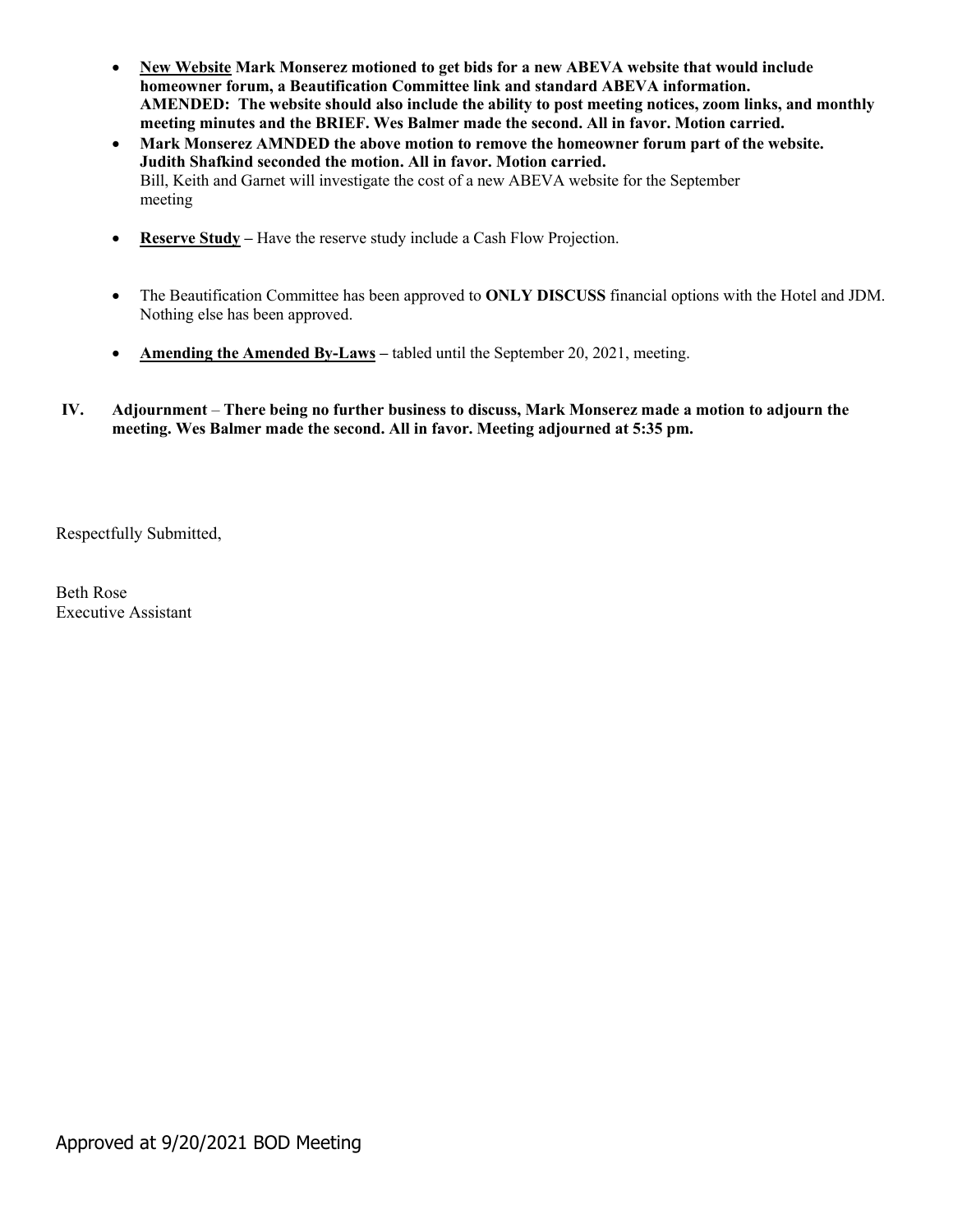- **New Website Mark Monserez motioned to get bids for a new ABEVA website that would include homeowner forum, a Beautification Committee link and standard ABEVA information. AMENDED: The website should also include the ability to post meeting notices, zoom links, and monthly meeting minutes and the BRIEF. Wes Balmer made the second. All in favor. Motion carried.**
- **Mark Monserez AMNDED the above motion to remove the homeowner forum part of the website. Judith Shafkind seconded the motion. All in favor. Motion carried.**
  Bill, Keith and Garnet will investigate the cost of a new ABEVA website for the September meeting
- **Reserve Study –** Have the reserve study include a Cash Flow Projection.
- The Beautification Committee has been approved to **ONLY DISCUSS** financial options with the Hotel and JDM. Nothing else has been approved.
- **Amending the Amended By-Laws –** tabled until the September 20, 2021, meeting.

**IV. Adjournment – There being no further business to discuss, Mark Monserez made a motion to adjourn the meeting. Wes Balmer made the second. All in favor. Meeting adjourned at 5:35 pm.**

Respectfully Submitted,

Beth Rose
Executive Assistant

Approved at 9/20/2021 BOD Meeting